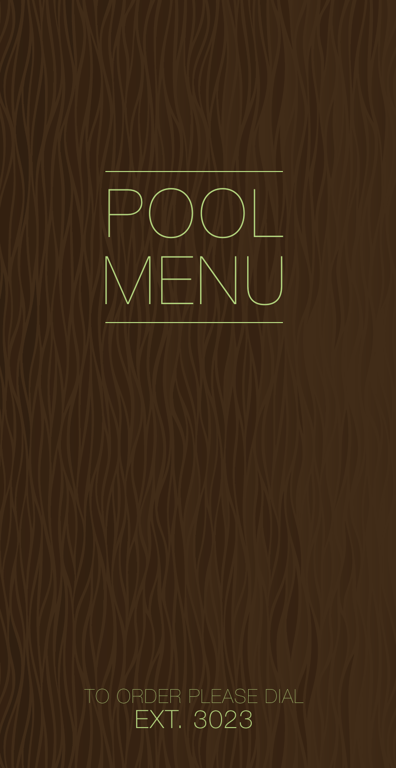# POOL MENU

TO ORDER PLEASE DIAL
EXT. 3023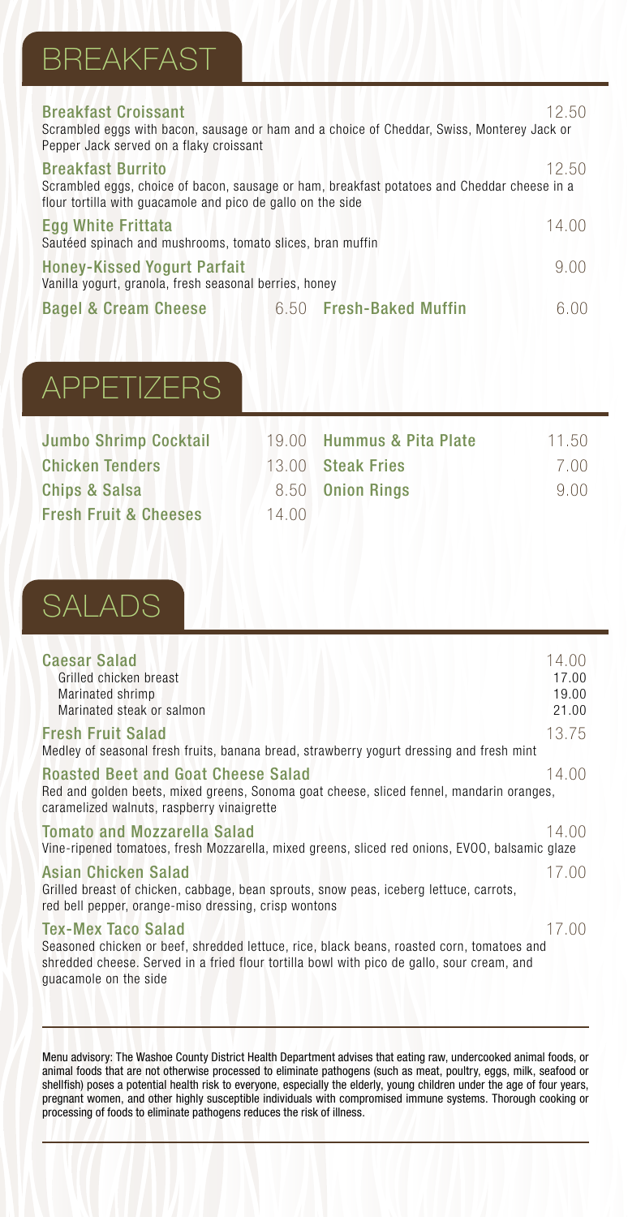# BREAKFAST

**Breakfast Croissant** 12.50
Scrambled eggs with bacon, sausage or ham and a choice of Cheddar, Swiss, Monterey Jack or Pepper Jack served on a flaky croissant

**Breakfast Burrito** 12.50
Scrambled eggs, choice of bacon, sausage or ham, breakfast potatoes and Cheddar cheese in a flour tortilla with guacamole and pico de gallo on the side

**Egg White Frittata** 14.00
Sautéed spinach and mushrooms, tomato slices, bran muffin

**Honey-Kissed Yogurt Parfait** 9.00
Vanilla yogurt, granola, fresh seasonal berries, honey

**Bagel & Cream Cheese** 6.50

**Fresh-Baked Muffin** 6.00

# APPETIZERS

**Jumbo Shrimp Cocktail** 19.00

**Chicken Tenders** 13.00

**Chips & Salsa** 8.50

**Fresh Fruit & Cheeses** 14.00

**Hummus & Pita Plate** 11.50

**Steak Fries** 7.00

**Onion Rings** 9.00

# SALADS

**Caesar Salad** 14.00
- Grilled chicken breast 17.00
- Marinated shrimp 19.00
- Marinated steak or salmon 21.00

**Fresh Fruit Salad** 13.75
Medley of seasonal fresh fruits, banana bread, strawberry yogurt dressing and fresh mint

**Roasted Beet and Goat Cheese Salad** 14.00
Red and golden beets, mixed greens, Sonoma goat cheese, sliced fennel, mandarin oranges, caramelized walnuts, raspberry vinaigrette

**Tomato and Mozzarella Salad** 14.00
Vine-ripened tomatoes, fresh Mozzarella, mixed greens, sliced red onions, EVOO, balsamic glaze

**Asian Chicken Salad** 17.00
Grilled breast of chicken, cabbage, bean sprouts, snow peas, iceberg lettuce, carrots, red bell pepper, orange-miso dressing, crisp wontons

**Tex-Mex Taco Salad** 17.00
Seasoned chicken or beef, shredded lettuce, rice, black beans, roasted corn, tomatoes and shredded cheese. Served in a fried flour tortilla bowl with pico de gallo, sour cream, and guacamole on the side

---

Menu advisory: The Washoe County District Health Department advises that eating raw, undercooked animal foods, or animal foods that are not otherwise processed to eliminate pathogens (such as meat, poultry, eggs, milk, seafood or shellfish) poses a potential health risk to everyone, especially the elderly, young children under the age of four years, pregnant women, and other highly susceptible individuals with compromised immune systems. Thorough cooking or processing of foods to eliminate pathogens reduces the risk of illness.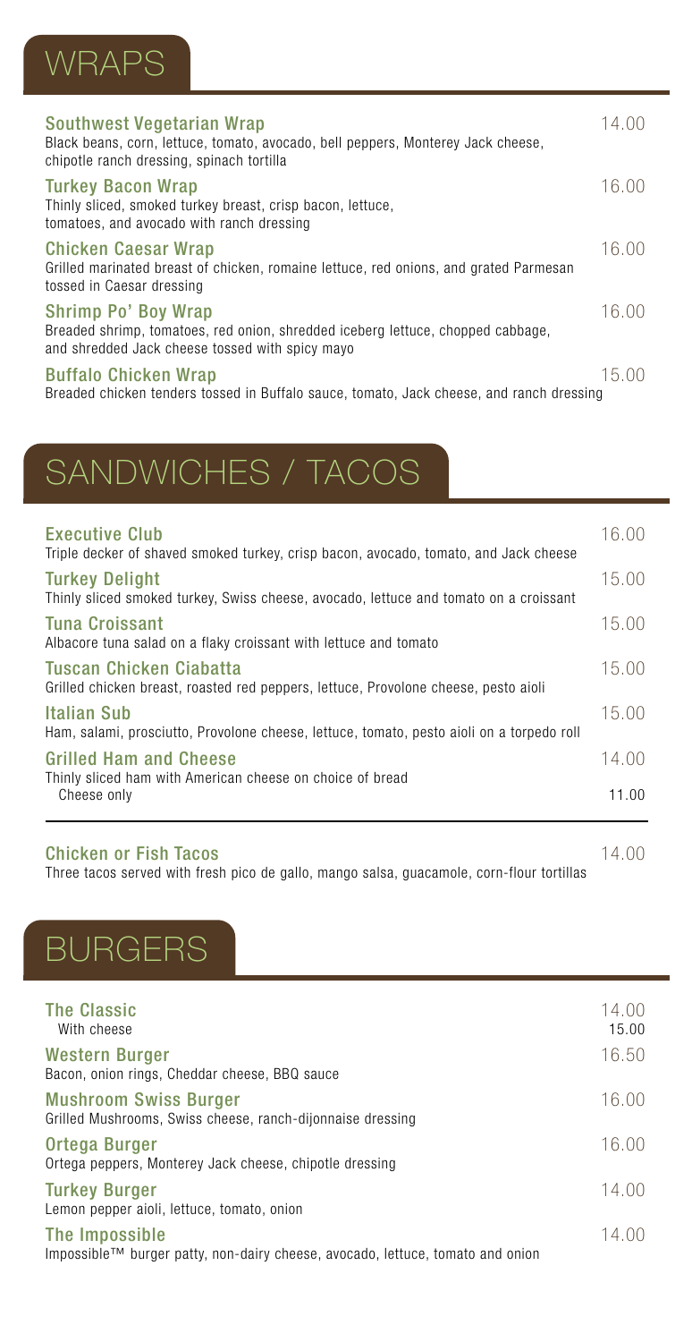## WRAPS

**Southwest Vegetarian Wrap** 14.00
Black beans, corn, lettuce, tomato, avocado, bell peppers, Monterey Jack cheese, chipotle ranch dressing, spinach tortilla

**Turkey Bacon Wrap** 16.00
Thinly sliced, smoked turkey breast, crisp bacon, lettuce, tomatoes, and avocado with ranch dressing

**Chicken Caesar Wrap** 16.00
Grilled marinated breast of chicken, romaine lettuce, red onions, and grated Parmesan tossed in Caesar dressing

**Shrimp Po' Boy Wrap** 16.00
Breaded shrimp, tomatoes, red onion, shredded iceberg lettuce, chopped cabbage, and shredded Jack cheese tossed with spicy mayo

**Buffalo Chicken Wrap** 15.00
Breaded chicken tenders tossed in Buffalo sauce, tomato, Jack cheese, and ranch dressing

## SANDWICHES / TACOS

**Executive Club** 16.00
Triple decker of shaved smoked turkey, crisp bacon, avocado, tomato, and Jack cheese

**Turkey Delight** 15.00
Thinly sliced smoked turkey, Swiss cheese, avocado, lettuce and tomato on a croissant

**Tuna Croissant** 15.00
Albacore tuna salad on a flaky croissant with lettuce and tomato

**Tuscan Chicken Ciabatta** 15.00
Grilled chicken breast, roasted red peppers, lettuce, Provolone cheese, pesto aioli

**Italian Sub** 15.00
Ham, salami, prosciutto, Provolone cheese, lettuce, tomato, pesto aioli on a torpedo roll

**Grilled Ham and Cheese** 14.00
Thinly sliced ham with American cheese on choice of bread
Cheese only 11.00

**Chicken or Fish Tacos** 14.00
Three tacos served with fresh pico de gallo, mango salsa, guacamole, corn-flour tortillas

## BURGERS

**The Classic** 14.00
With cheese 15.00

**Western Burger** 16.50
Bacon, onion rings, Cheddar cheese, BBQ sauce

**Mushroom Swiss Burger** 16.00
Grilled Mushrooms, Swiss cheese, ranch-dijonnaise dressing

**Ortega Burger** 16.00
Ortega peppers, Monterey Jack cheese, chipotle dressing

**Turkey Burger** 14.00
Lemon pepper aioli, lettuce, tomato, onion

**The Impossible** 14.00
Impossible™ burger patty, non-dairy cheese, avocado, lettuce, tomato and onion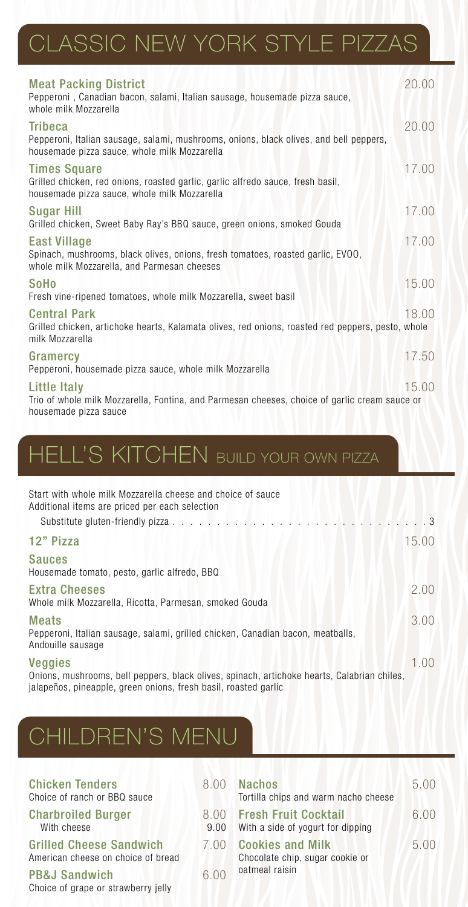# CLASSIC NEW YORK STYLE PIZZAS

**Meat Packing District** 20.00
Pepperoni , Canadian bacon, salami, Italian sausage, housemade pizza sauce, whole milk Mozzarella

**Tribeca** 20.00
Pepperoni, Italian sausage, salami, mushrooms, onions, black olives, and bell peppers, housemade pizza sauce, whole milk Mozzarella

**Times Square** 17.00
Grilled chicken, red onions, roasted garlic, garlic alfredo sauce, fresh basil, housemade pizza sauce, whole milk Mozzarella

**Sugar Hill** 17.00
Grilled chicken, Sweet Baby Ray's BBQ sauce, green onions, smoked Gouda

**East Village** 17.00
Spinach, mushrooms, black olives, onions, fresh tomatoes, roasted garlic, EVOO, whole milk Mozzarella, and Parmesan cheeses

**SoHo** 15.00
Fresh vine-ripened tomatoes, whole milk Mozzarella, sweet basil

**Central Park** 18.00
Grilled chicken, artichoke hearts, Kalamata olives, red onions, roasted red peppers, pesto, whole milk Mozzarella

**Gramercy** 17.50
Pepperoni, housemade pizza sauce, whole milk Mozzarella

**Little Italy** 15.00
Trio of whole milk Mozzarella, Fontina, and Parmesan cheeses, choice of garlic cream sauce or housemade pizza sauce

# HELL'S KITCHEN BUILD YOUR OWN PIZZA

Start with whole milk Mozzarella cheese and choice of sauce
Additional items are priced per each selection

Substitute gluten-friendly pizza . . . . . . . . . . . . . . . . . . . . . . . . . . . . 3

**12" Pizza** 15.00

**Sauces**
Housemade tomato, pesto, garlic alfredo, BBQ

**Extra Cheeses** 2.00
Whole milk Mozzarella, Ricotta, Parmesan, smoked Gouda

**Meats** 3.00
Pepperoni, Italian sausage, salami, grilled chicken, Canadian bacon, meatballs, Andouille sausage

**Veggies** 1.00
Onions, mushrooms, bell peppers, black olives, spinach, artichoke hearts, Calabrian chiles, jalapeños, pineapple, green onions, fresh basil, roasted garlic

# CHILDREN'S MENU

**Chicken Tenders** 8.00
Choice of ranch or BBQ sauce

**Charbroiled Burger** 8.00
With cheese 9.00

**Grilled Cheese Sandwich** 7.00
American cheese on choice of bread

**PB&J Sandwich** 6.00
Choice of grape or strawberry jelly

**Nachos** 5.00
Tortilla chips and warm nacho cheese

**Fresh Fruit Cocktail** 6.00
With a side of yogurt for dipping

**Cookies and Milk** 5.00
Chocolate chip, sugar cookie or oatmeal raisin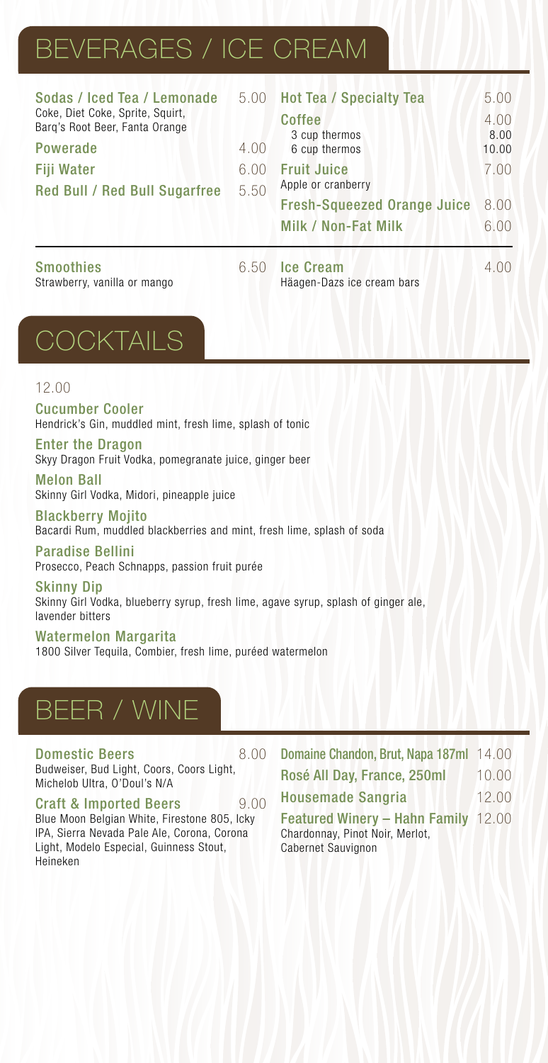# BEVERAGES / ICE CREAM

**Sodas / Iced Tea / Lemonade** 5.00
Coke, Diet Coke, Sprite, Squirt, Barq's Root Beer, Fanta Orange

**Powerade** 4.00

**Fiji Water** 6.00

**Red Bull / Red Bull Sugarfree** 5.50

**Hot Tea / Specialty Tea** 5.00

**Coffee** 4.00
3 cup thermos 8.00
6 cup thermos 10.00

**Fruit Juice** 7.00
Apple or cranberry

**Fresh-Squeezed Orange Juice** 8.00

**Milk / Non-Fat Milk** 6.00

**Smoothies** 6.50
Strawberry, vanilla or mango

**Ice Cream** 4.00
Häagen-Dazs ice cream bars

# COCKTAILS

12.00

**Cucumber Cooler**
Hendrick's Gin, muddled mint, fresh lime, splash of tonic

**Enter the Dragon**
Skyy Dragon Fruit Vodka, pomegranate juice, ginger beer

**Melon Ball**
Skinny Girl Vodka, Midori, pineapple juice

**Blackberry Mojito**
Bacardi Rum, muddled blackberries and mint, fresh lime, splash of soda

**Paradise Bellini**
Prosecco, Peach Schnapps, passion fruit purée

**Skinny Dip**
Skinny Girl Vodka, blueberry syrup, fresh lime, agave syrup, splash of ginger ale, lavender bitters

**Watermelon Margarita**
1800 Silver Tequila, Combier, fresh lime, puréed watermelon

# BEER / WINE

**Domestic Beers** 8.00
Budweiser, Bud Light, Coors, Coors Light, Michelob Ultra, O'Doul's N/A

**Craft & Imported Beers** 9.00
Blue Moon Belgian White, Firestone 805, Icky IPA, Sierra Nevada Pale Ale, Corona, Corona Light, Modelo Especial, Guinness Stout, Heineken

**Domaine Chandon, Brut, Napa 187ml** 14.00

**Rosé All Day, France, 250ml** 10.00

**Housemade Sangria** 12.00

**Featured Winery – Hahn Family** 12.00
Chardonnay, Pinot Noir, Merlot, Cabernet Sauvignon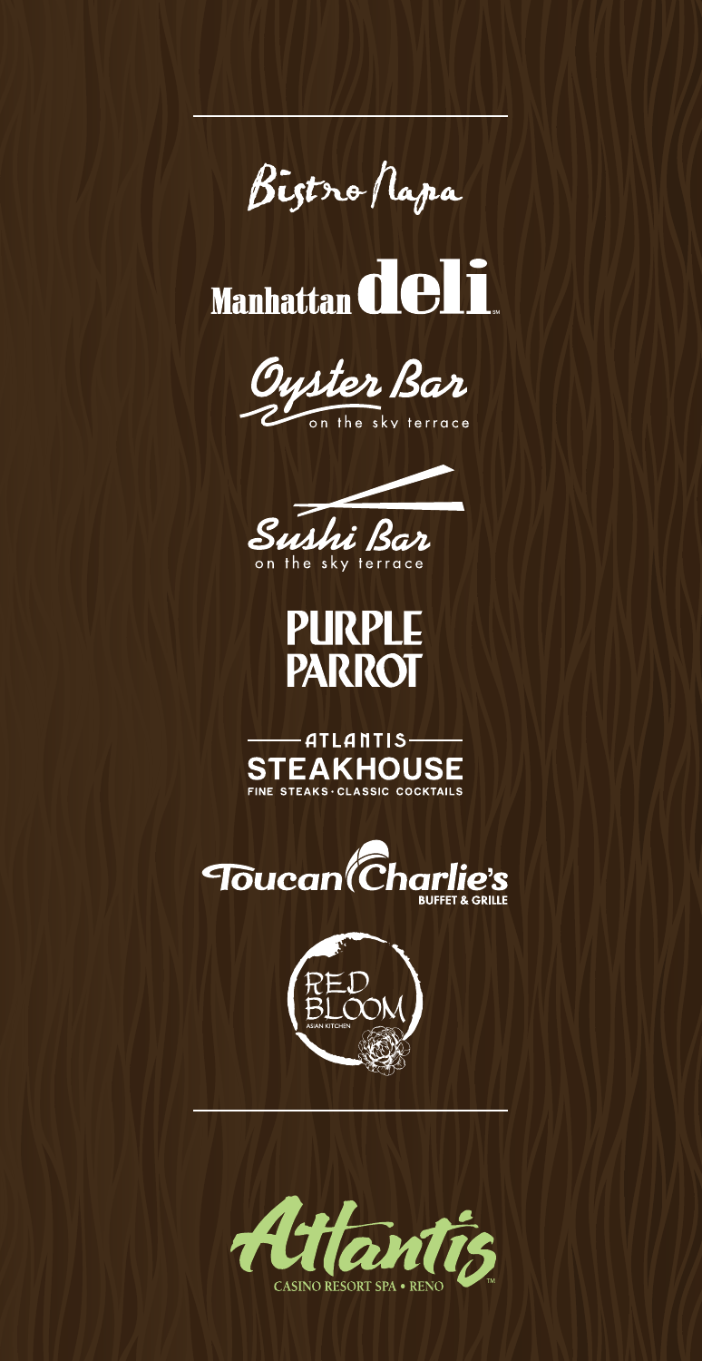Bistro Napa

Manhattan deli

Oyster Bar
on the sky terrace

Sushi Bar
on the sky terrace

PURPLE PARROT

ATLANTIS
STEAKHOUSE
FINE STEAKS · CLASSIC COCKTAILS

Toucan Charlie's
BUFFET & GRILLE

RED BLOOM
ASIAN KITCHEN

Atlantis
CASINO RESORT SPA • RENO